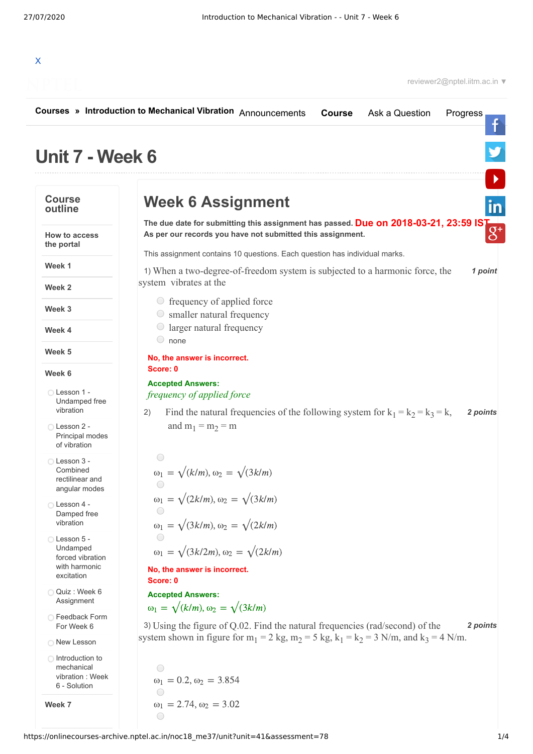X

reviewer2@nptel.iitm.ac.in ▼

**Courses** » **Introduction to Mechanical Vibration** Announcements **Course** Ask a Question Progress

# Unit 7 - Week 6

**Course outline**

- **How to access the portal**
- **Week 1**
- **Week 2**
- **Week 3**
- **Week 4**
- **Week 5**
- **Week 6**
  - Lesson 1 - Undamped free vibration
  - Lesson 2 - Principal modes of vibration
  - Lesson 3 - Combined rectilinear and angular modes
  - Lesson 4 - Damped free vibration
  - Lesson 5 - Undamped forced vibration with harmonic excitation
  - Quiz : Week 6 Assignment
  - Feedback Form For Week 6
  - New Lesson
  - Introduction to mechanical vibration : Week 6 - Solution
- **Week 7**

## Week 6 Assignment

**The due date for submitting this assignment has passed.** **Due on 2018-03-21, 23:59 IST.**
**As per our records you have not submitted this assignment.**

This assignment contains 10 questions. Each question has individual marks.

1) When a two-degree-of-freedom system is subjected to a harmonic force, the system vibrates at the *1 point*

- frequency of applied force
- smaller natural frequency
- larger natural frequency
- none

**No, the answer is incorrect.**
**Score: 0**

**Accepted Answers:**
*frequency of applied force*

2) Find the natural frequencies of the following system for $k_1 = k_2 = k_3 = k$, and $m_1 = m_2 = m$ *2 points*

- $\omega_1 = \sqrt{(k/m)}, \omega_2 = \sqrt{(3k/m)}$
- $\omega_1 = \sqrt{(2k/m)}, \omega_2 = \sqrt{(3k/m)}$
- $\omega_1 = \sqrt{(3k/m)}, \omega_2 = \sqrt{(2k/m)}$
- $\omega_1 = \sqrt{(3k/2m)}, \omega_2 = \sqrt{(2k/m)}$

**No, the answer is incorrect.**
**Score: 0**

**Accepted Answers:**
$\omega_1 = \sqrt{(k/m)}, \omega_2 = \sqrt{(3k/m)}$

3) Using the figure of Q.02. Find the natural frequencies (rad/second) of the system shown in figure for $m_1 = 2$ kg, $m_2 = 5$ kg, $k_1 = k_2 = 3$ N/m, and $k_3 = 4$ N/m. *2 points*

- $\omega_1 = 0.2, \omega_2 = 3.854$
- $\omega_1 = 2.74, \omega_2 = 3.02$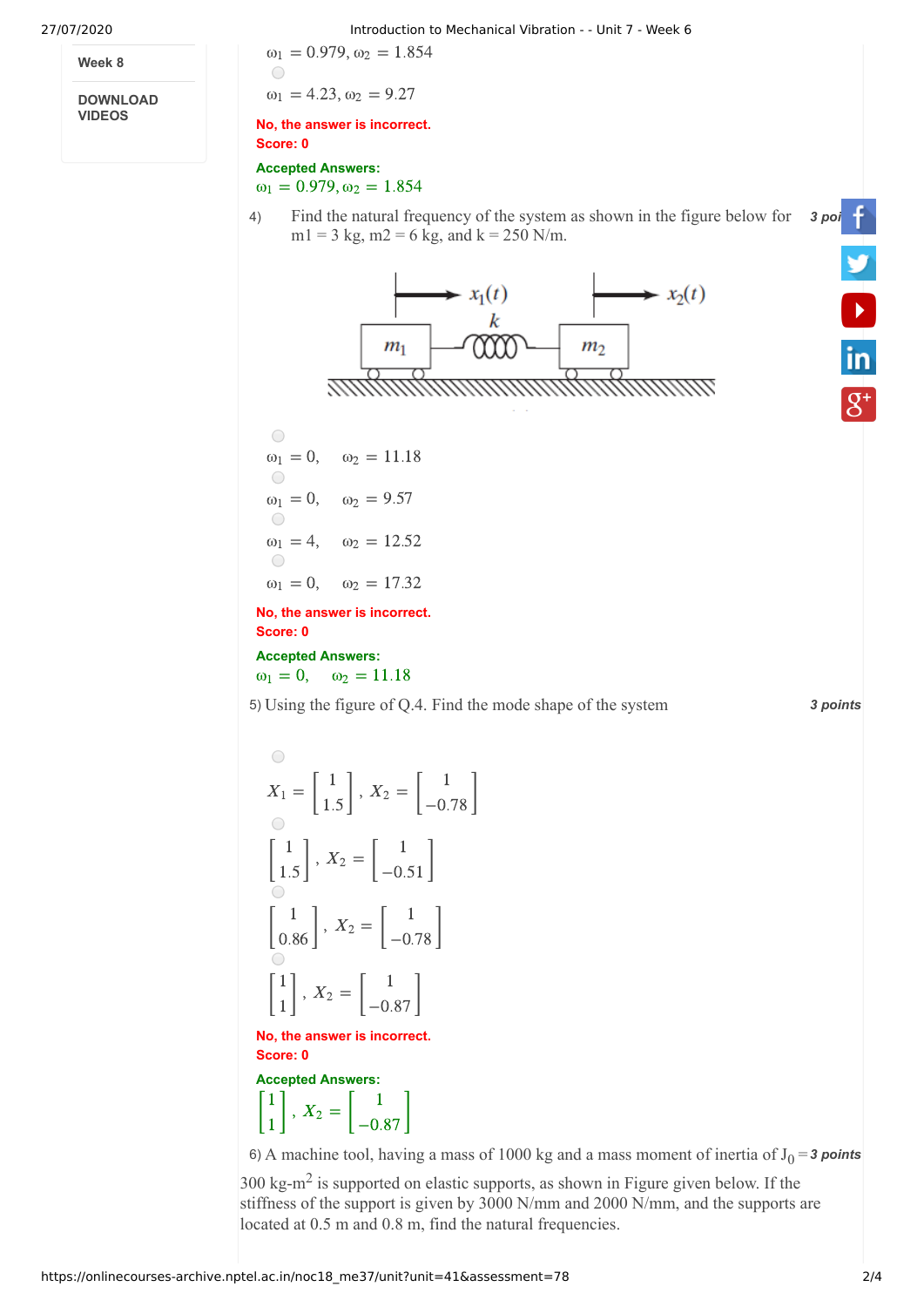Week 8

DOWNLOAD VIDEOS

$\omega_1 = 0.979, \omega_2 = 1.854$

$\omega_1 = 4.23, \omega_2 = 9.27$

No, the answer is incorrect.
Score: 0

Accepted Answers:
$\omega_1 = 0.979, \omega_2 = 1.854$

4) Find the natural frequency of the system as shown in the figure below for m1 = 3 kg, m2 = 6 kg, and k = 250 N/m. *3 points*

$\omega_1 = 0, \quad \omega_2 = 11.18$

$\omega_1 = 0, \quad \omega_2 = 9.57$

$\omega_1 = 4, \quad \omega_2 = 12.52$

$\omega_1 = 0, \quad \omega_2 = 17.32$

No, the answer is incorrect.
Score: 0

Accepted Answers:
$\omega_1 = 0, \quad \omega_2 = 11.18$

5) Using the figure of Q.4. Find the mode shape of the system *3 points*

$X_1 = \begin{bmatrix} 1 \\ 1.5 \end{bmatrix}, X_2 = \begin{bmatrix} 1 \\ -0.78 \end{bmatrix}$

$\begin{bmatrix} 1 \\ 1.5 \end{bmatrix}, X_2 = \begin{bmatrix} 1 \\ -0.51 \end{bmatrix}$

$\begin{bmatrix} 1 \\ 0.86 \end{bmatrix}, X_2 = \begin{bmatrix} 1 \\ -0.78 \end{bmatrix}$

$\begin{bmatrix} 1 \\ 1 \end{bmatrix}, X_2 = \begin{bmatrix} 1 \\ -0.87 \end{bmatrix}$

No, the answer is incorrect.
Score: 0

Accepted Answers:
$\begin{bmatrix} 1 \\ 1 \end{bmatrix}, X_2 = \begin{bmatrix} 1 \\ -0.87 \end{bmatrix}$

6) A machine tool, having a mass of 1000 kg and a mass moment of inertia of $J_0 =$ 300 kg-m$^2$ is supported on elastic supports, as shown in Figure given below. If the stiffness of the support is given by 3000 N/mm and 2000 N/mm, and the supports are located at 0.5 m and 0.8 m, find the natural frequencies. *3 points*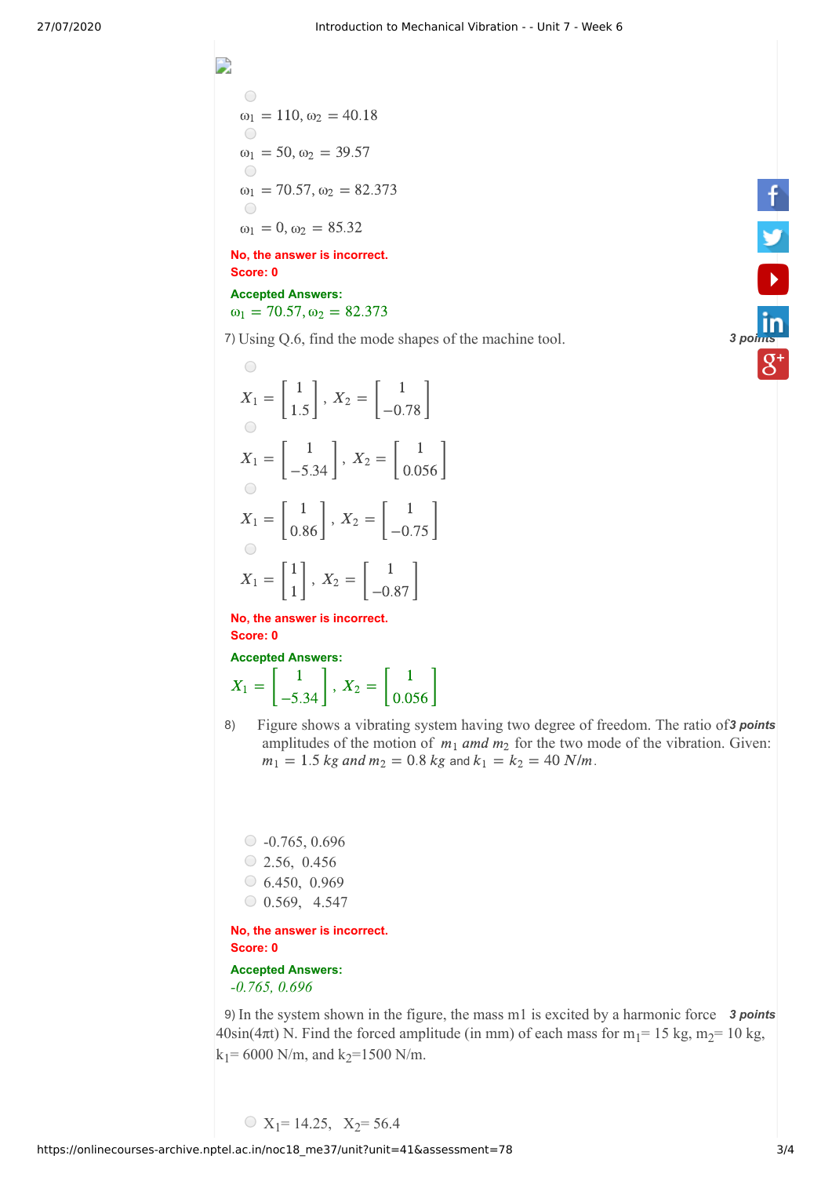- $\omega_1 = 110, \omega_2 = 40.18$
- $\omega_1 = 50, \omega_2 = 39.57$
- $\omega_1 = 70.57, \omega_2 = 82.373$
- $\omega_1 = 0, \omega_2 = 85.32$

**No, the answer is incorrect.**
**Score: 0**

**Accepted Answers:**
$\omega_1 = 70.57, \omega_2 = 82.373$

7) Using Q.6, find the mode shapes of the machine tool. *3 points*

- $X_1 = \begin{bmatrix} 1 \\ 1.5 \end{bmatrix}, X_2 = \begin{bmatrix} 1 \\ -0.78 \end{bmatrix}$
- $X_1 = \begin{bmatrix} 1 \\ -5.34 \end{bmatrix}, X_2 = \begin{bmatrix} 1 \\ 0.056 \end{bmatrix}$
- $X_1 = \begin{bmatrix} 1 \\ 0.86 \end{bmatrix}, X_2 = \begin{bmatrix} 1 \\ -0.75 \end{bmatrix}$
- $X_1 = \begin{bmatrix} 1 \\ 1 \end{bmatrix}, X_2 = \begin{bmatrix} 1 \\ -0.87 \end{bmatrix}$

**No, the answer is incorrect.**
**Score: 0**

**Accepted Answers:**
$X_1 = \begin{bmatrix} 1 \\ -5.34 \end{bmatrix}, X_2 = \begin{bmatrix} 1 \\ 0.056 \end{bmatrix}$

8) Figure shows a vibrating system having two degree of freedom. The ratio of amplitudes of the motion of $m_1$ *amd* $m_2$ for the two mode of the vibration. Given: $m_1 = 1.5\ kg$ *and* $m_2 = 0.8\ kg$ and $k_1 = k_2 = 40\ N/m$. *3 points*

- -0.765, 0.696
- 2.56, 0.456
- 6.450, 0.969
- 0.569, 4.547

**No, the answer is incorrect.**
**Score: 0**

**Accepted Answers:**
*-0.765, 0.696*

9) In the system shown in the figure, the mass m1 is excited by a harmonic force 40sin(4πt) N. Find the forced amplitude (in mm) of each mass for $m_1$= 15 kg, $m_2$= 10 kg, $k_1$= 6000 N/m, and $k_2$=1500 N/m. *3 points*

- $X_1$= 14.25, $X_2$= 56.4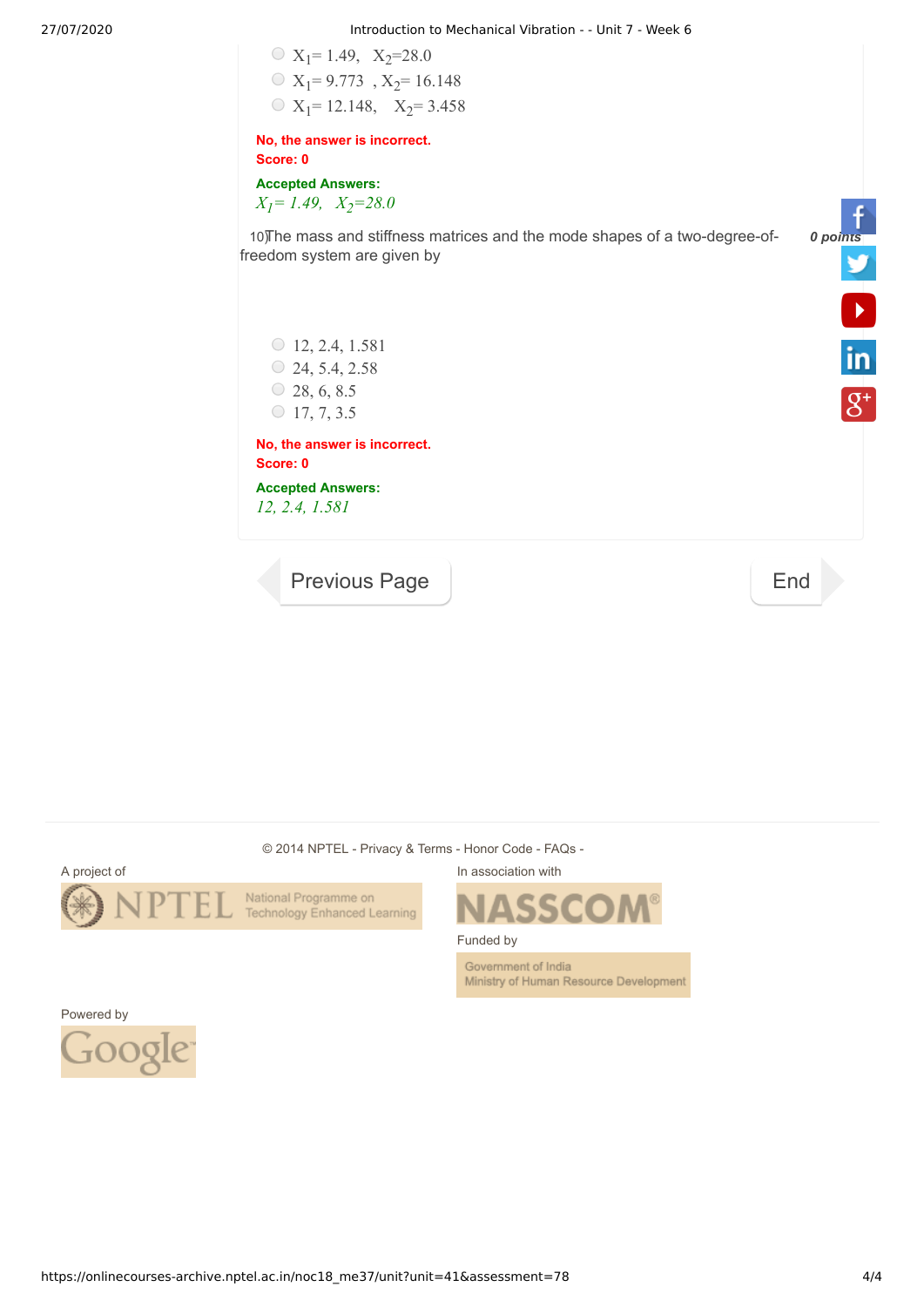- $X_1 = 1.49$, $X_2 = 28.0$
- $X_1 = 9.773$ , $X_2 = 16.148$
- $X_1 = 12.148$, $X_2 = 3.458$

**No, the answer is incorrect.**
**Score: 0**

**Accepted Answers:**
*$X_1 = 1.49$, $X_2 = 28.0$*

10) The mass and stiffness matrices and the mode shapes of a two-degree-of-freedom system are given by

***0 points***

- 12, 2.4, 1.581
- 24, 5.4, 2.58
- 28, 6, 8.5
- 17, 7, 3.5

**No, the answer is incorrect.**
**Score: 0**

**Accepted Answers:**
*12, 2.4, 1.581*

Previous Page

End

© 2014 NPTEL - Privacy & Terms - Honor Code - FAQs -

A project of

NPTEL National Programme on Technology Enhanced Learning

In association with

NASSCOM®

Funded by

Government of India
Ministry of Human Resource Development

Powered by

Google